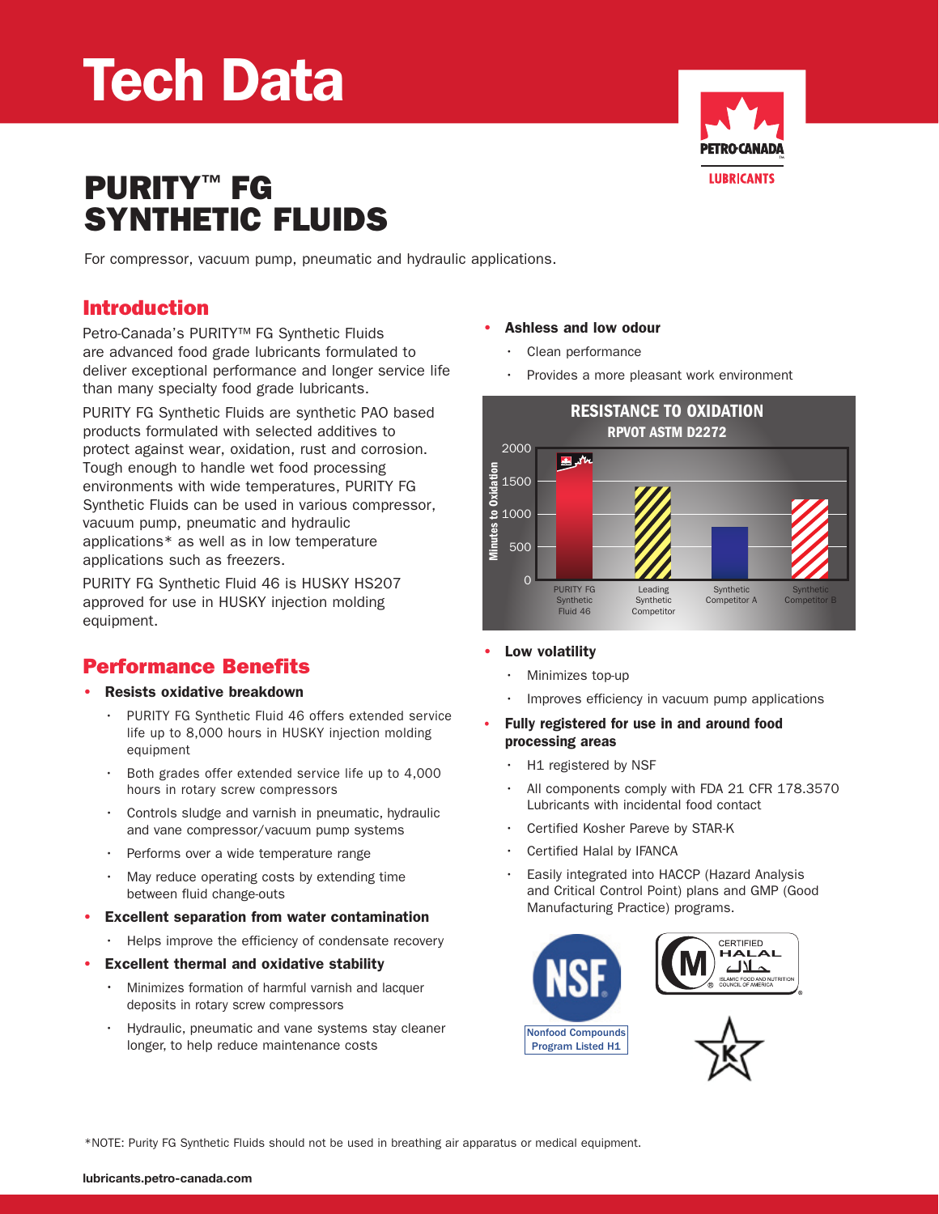# Tech Data

# PURITY™ FG SYNTHETIC FLUIDS

For compressor, vacuum pump, pneumatic and hydraulic applications.

## Introduction

Petro-Canada's PURITY™ FG Synthetic Fluids are advanced food grade lubricants formulated to deliver exceptional performance and longer service life than many specialty food grade lubricants.

PURITY FG Synthetic Fluids are synthetic PAO based products formulated with selected additives to protect against wear, oxidation, rust and corrosion. Tough enough to handle wet food processing environments with wide temperatures, PURITY FG Synthetic Fluids can be used in various compressor, vacuum pump, pneumatic and hydraulic applications* as well as in low temperature applications such as freezers.

PURITY FG Synthetic Fluid 46 is HUSKY HS207 approved for use in HUSKY injection molding equipment.

## Performance Benefits

- **Resists oxidative breakdown**
  - PURITY FG Synthetic Fluid 46 offers extended service life up to 8,000 hours in HUSKY injection molding equipment
  - Both grades offer extended service life up to 4,000 hours in rotary screw compressors
  - Controls sludge and varnish in pneumatic, hydraulic and vane compressor/vacuum pump systems
  - Performs over a wide temperature range
  - May reduce operating costs by extending time between fluid change-outs
- **Excellent separation from water contamination**
  - Helps improve the efficiency of condensate recovery
- **Excellent thermal and oxidative stability**
  - Minimizes formation of harmful varnish and lacquer deposits in rotary screw compressors
  - Hydraulic, pneumatic and vane systems stay cleaner longer, to help reduce maintenance costs
- **Ashless and low odour**
  - Clean performance
  - Provides a more pleasant work environment

**RESISTANCE TO OXIDATION**
**RPVOT ASTM D2272**

(Minutes to Oxidation: PURITY FG Synthetic Fluid 46; Leading Synthetic Competitor; Synthetic Competitor A; Synthetic Competitor B)

- **Low volatility**
  - Minimizes top-up
  - Improves efficiency in vacuum pump applications
- **Fully registered for use in and around food processing areas**
  - H1 registered by NSF
  - All components comply with FDA 21 CFR 178.3570 Lubricants with incidental food contact
  - Certified Kosher Pareve by STAR-K
  - Certified Halal by IFANCA
  - Easily integrated into HACCP (Hazard Analysis and Critical Control Point) plans and GMP (Good Manufacturing Practice) programs.

NSF Nonfood Compounds Program Listed H1

CERTIFIED HALAL حلال ISLAMIC FOOD AND NUTRITION COUNCIL OF AMERICA

*NOTE: Purity FG Synthetic Fluids should not be used in breathing air apparatus or medical equipment.

lubricants.petro-canada.com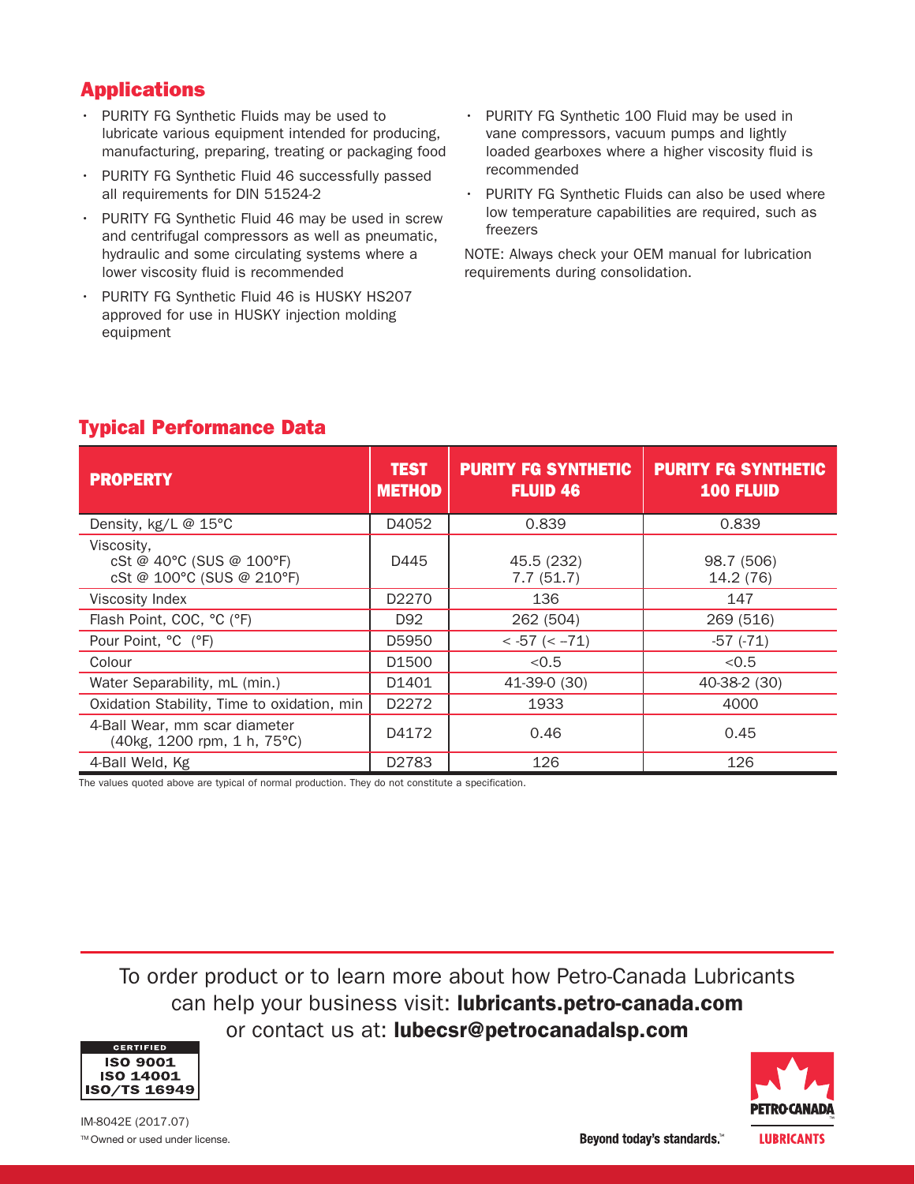## Applications

- PURITY FG Synthetic Fluids may be used to lubricate various equipment intended for producing, manufacturing, preparing, treating or packaging food
- PURITY FG Synthetic Fluid 46 successfully passed all requirements for DIN 51524-2
- PURITY FG Synthetic Fluid 46 may be used in screw and centrifugal compressors as well as pneumatic, hydraulic and some circulating systems where a lower viscosity fluid is recommended
- PURITY FG Synthetic Fluid 46 is HUSKY HS207 approved for use in HUSKY injection molding equipment
- PURITY FG Synthetic 100 Fluid may be used in vane compressors, vacuum pumps and lightly loaded gearboxes where a higher viscosity fluid is recommended
- PURITY FG Synthetic Fluids can also be used where low temperature capabilities are required, such as freezers

NOTE: Always check your OEM manual for lubrication requirements during consolidation.

## Typical Performance Data

| PROPERTY | TEST METHOD | PURITY FG SYNTHETIC FLUID 46 | PURITY FG SYNTHETIC 100 FLUID |
|---|---|---|---|
| Density, kg/L @ 15°C | D4052 | 0.839 | 0.839 |
| Viscosity,<br>cSt @ 40°C (SUS @ 100°F)<br>cSt @ 100°C (SUS @ 210°F) | D445 | 45.5 (232)<br>7.7 (51.7) | 98.7 (506)<br>14.2 (76) |
| Viscosity Index | D2270 | 136 | 147 |
| Flash Point, COC, °C (°F) | D92 | 262 (504) | 269 (516) |
| Pour Point, °C (°F) | D5950 | < -57 (< –71) | -57 (-71) |
| Colour | D1500 | <0.5 | <0.5 |
| Water Separability, mL (min.) | D1401 | 41-39-0 (30) | 40-38-2 (30) |
| Oxidation Stability, Time to oxidation, min | D2272 | 1933 | 4000 |
| 4-Ball Wear, mm scar diameter (40kg, 1200 rpm, 1 h, 75°C) | D4172 | 0.46 | 0.45 |
| 4-Ball Weld, Kg | D2783 | 126 | 126 |

The values quoted above are typical of normal production. They do not constitute a specification.

To order product or to learn more about how Petro-Canada Lubricants can help your business visit: **lubricants.petro-canada.com** or contact us at: **lubecsr@petrocanadalsp.com**

CERTIFIED
ISO 9001
ISO 14001
ISO/TS 16949

IM-8042E (2017.07)

™ Owned or used under license.

Beyond today's standards.™

PETRO-CANADA LUBRICANTS